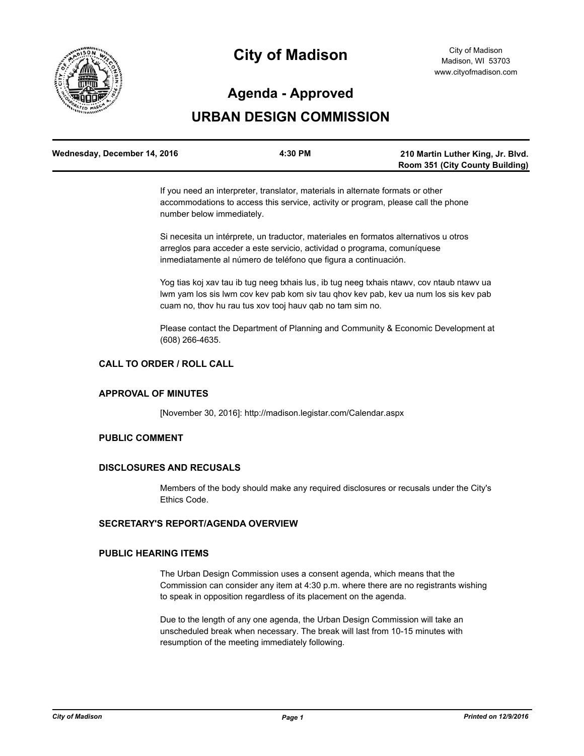# City of Madison

City of Madison
Madison, WI 53703
www.cityofmadison.com

## Agenda - Approved

## URBAN DESIGN COMMISSION

| Wednesday, December 14, 2016 | 4:30 PM | 210 Martin Luther King, Jr. Blvd. Room 351 (City County Building) |
|---|---|---|

If you need an interpreter, translator, materials in alternate formats or other accommodations to access this service, activity or program, please call the phone number below immediately.

Si necesita un intérprete, un traductor, materiales en formatos alternativos u otros arreglos para acceder a este servicio, actividad o programa, comuníquese inmediatamente al número de teléfono que figura a continuación.

Yog tias koj xav tau ib tug neeg txhais lus, ib tug neeg txhais ntawv, cov ntaub ntawv ua lwm yam los sis lwm cov kev pab kom siv tau qhov kev pab, kev ua num los sis kev pab cuam no, thov hu rau tus xov tooj hauv qab no tam sim no.

Please contact the Department of Planning and Community & Economic Development at (608) 266-4635.

### CALL TO ORDER / ROLL CALL

### APPROVAL OF MINUTES

[November 30, 2016]: http://madison.legistar.com/Calendar.aspx

### PUBLIC COMMENT

### DISCLOSURES AND RECUSALS

Members of the body should make any required disclosures or recusals under the City's Ethics Code.

### SECRETARY'S REPORT/AGENDA OVERVIEW

### PUBLIC HEARING ITEMS

The Urban Design Commission uses a consent agenda, which means that the Commission can consider any item at 4:30 p.m. where there are no registrants wishing to speak in opposition regardless of its placement on the agenda.

Due to the length of any one agenda, the Urban Design Commission will take an unscheduled break when necessary. The break will last from 10-15 minutes with resumption of the meeting immediately following.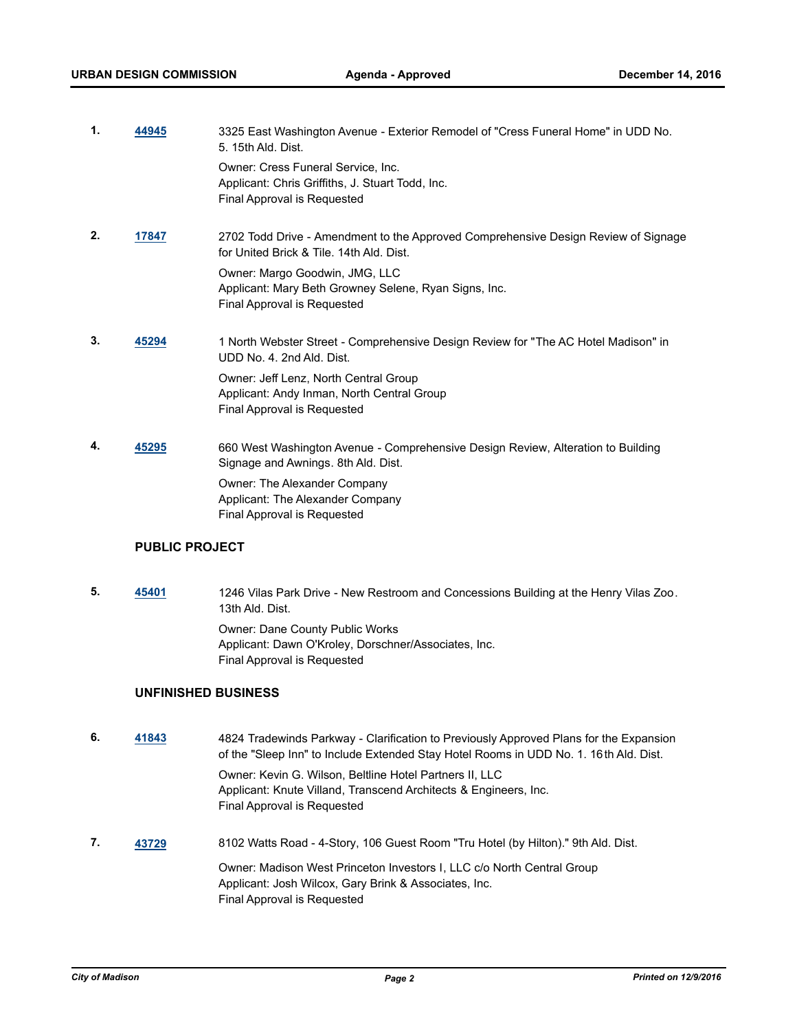1. **44945** 3325 East Washington Avenue - Exterior Remodel of "Cress Funeral Home" in UDD No. 5. 15th Ald. Dist.

   Owner: Cress Funeral Service, Inc.
   Applicant: Chris Griffiths, J. Stuart Todd, Inc.
   Final Approval is Requested

2. **17847** 2702 Todd Drive - Amendment to the Approved Comprehensive Design Review of Signage for United Brick & Tile. 14th Ald. Dist.

   Owner: Margo Goodwin, JMG, LLC
   Applicant: Mary Beth Growney Selene, Ryan Signs, Inc.
   Final Approval is Requested

3. **45294** 1 North Webster Street - Comprehensive Design Review for "The AC Hotel Madison" in UDD No. 4. 2nd Ald. Dist.

   Owner: Jeff Lenz, North Central Group
   Applicant: Andy Inman, North Central Group
   Final Approval is Requested

4. **45295** 660 West Washington Avenue - Comprehensive Design Review, Alteration to Building Signage and Awnings. 8th Ald. Dist.

   Owner: The Alexander Company
   Applicant: The Alexander Company
   Final Approval is Requested

## PUBLIC PROJECT

5. **45401** 1246 Vilas Park Drive - New Restroom and Concessions Building at the Henry Vilas Zoo. 13th Ald. Dist.

   Owner: Dane County Public Works
   Applicant: Dawn O'Kroley, Dorschner/Associates, Inc.
   Final Approval is Requested

## UNFINISHED BUSINESS

6. **41843** 4824 Tradewinds Parkway - Clarification to Previously Approved Plans for the Expansion of the "Sleep Inn" to Include Extended Stay Hotel Rooms in UDD No. 1. 16th Ald. Dist.

   Owner: Kevin G. Wilson, Beltline Hotel Partners II, LLC
   Applicant: Knute Villand, Transcend Architects & Engineers, Inc.
   Final Approval is Requested

7. **43729** 8102 Watts Road - 4-Story, 106 Guest Room "Tru Hotel (by Hilton)." 9th Ald. Dist.

   Owner: Madison West Princeton Investors I, LLC c/o North Central Group
   Applicant: Josh Wilcox, Gary Brink & Associates, Inc.
   Final Approval is Requested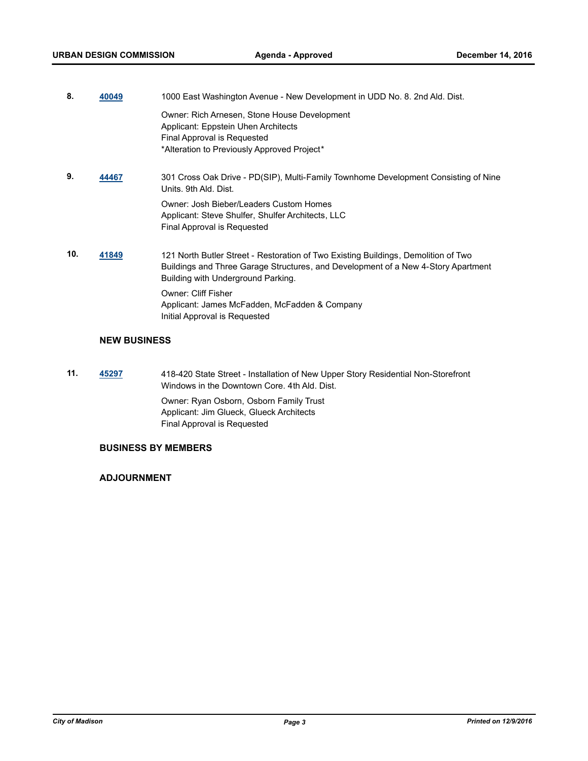**8.** **40049** 1000 East Washington Avenue - New Development in UDD No. 8. 2nd Ald. Dist.

Owner: Rich Arnesen, Stone House Development
Applicant: Eppstein Uhen Architects
Final Approval is Requested
*Alteration to Previously Approved Project*

**9.** **44467** 301 Cross Oak Drive - PD(SIP), Multi-Family Townhome Development Consisting of Nine Units. 9th Ald. Dist.

Owner: Josh Bieber/Leaders Custom Homes
Applicant: Steve Shulfer, Shulfer Architects, LLC
Final Approval is Requested

**10.** **41849** 121 North Butler Street - Restoration of Two Existing Buildings, Demolition of Two Buildings and Three Garage Structures, and Development of a New 4-Story Apartment Building with Underground Parking.

Owner: Cliff Fisher
Applicant: James McFadden, McFadden & Company
Initial Approval is Requested

## NEW BUSINESS

**11.** **45297** 418-420 State Street - Installation of New Upper Story Residential Non-Storefront Windows in the Downtown Core. 4th Ald. Dist.

Owner: Ryan Osborn, Osborn Family Trust
Applicant: Jim Glueck, Glueck Architects
Final Approval is Requested

## BUSINESS BY MEMBERS

## ADJOURNMENT